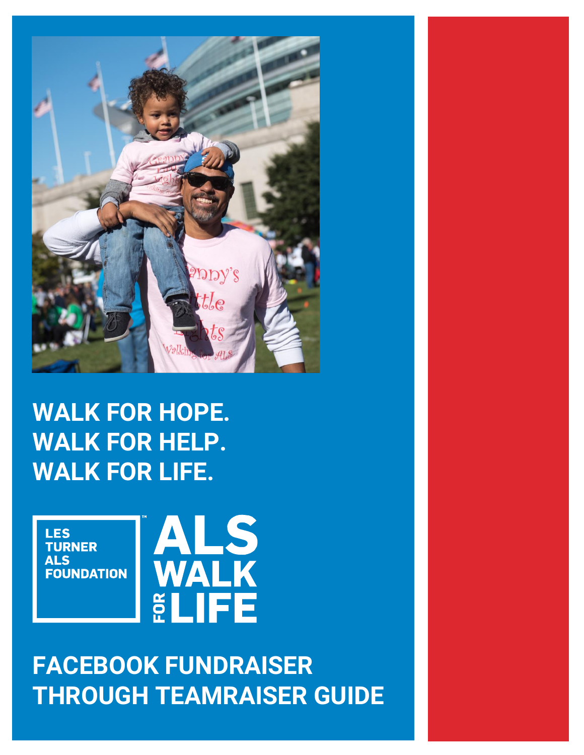# WALK FOR HOPE.
# WALK FOR HELP.
# WALK FOR LIFE.

LES TURNER ALS FOUNDATION™

ALS WALK FOR LIFE

## FACEBOOK FUNDRAISER THROUGH TEAMRAISER GUIDE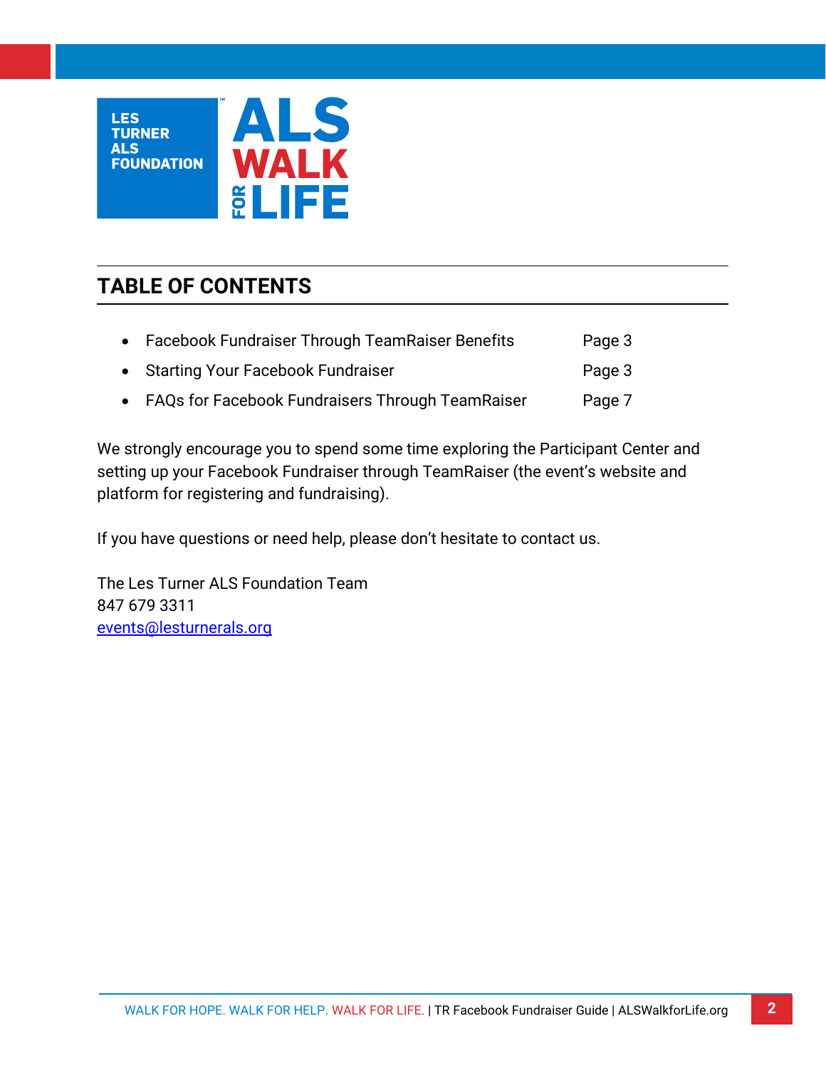# TABLE OF CONTENTS

- Facebook Fundraiser Through TeamRaiser Benefits Page 3
- Starting Your Facebook Fundraiser Page 3
- FAQs for Facebook Fundraisers Through TeamRaiser Page 7

We strongly encourage you to spend some time exploring the Participant Center and setting up your Facebook Fundraiser through TeamRaiser (the event's website and platform for registering and fundraising).

If you have questions or need help, please don't hesitate to contact us.

The Les Turner ALS Foundation Team
847 679 3311
events@lesturnerals.org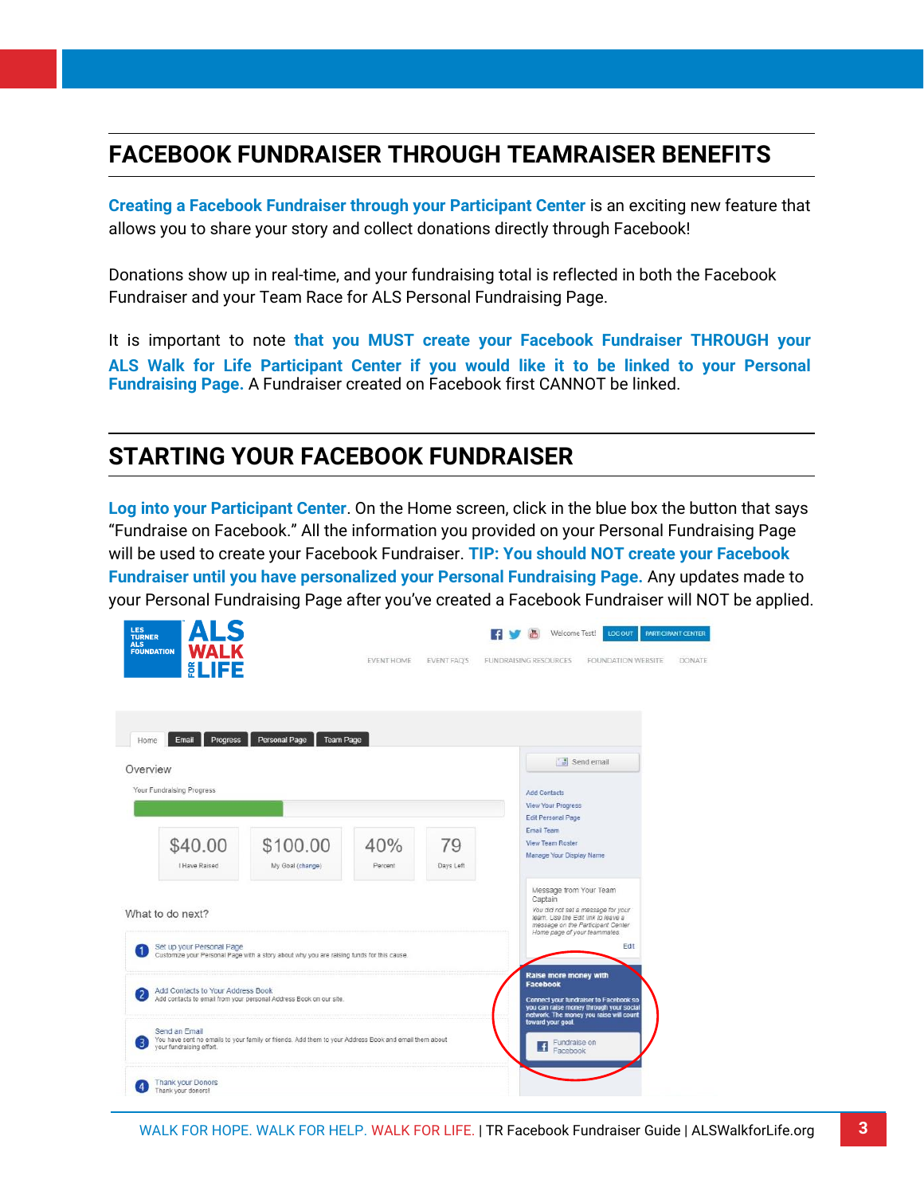## FACEBOOK FUNDRAISER THROUGH TEAMRAISER BENEFITS

**Creating a Facebook Fundraiser through your Participant Center** is an exciting new feature that allows you to share your story and collect donations directly through Facebook!

Donations show up in real-time, and your fundraising total is reflected in both the Facebook Fundraiser and your Team Race for ALS Personal Fundraising Page.

It is important to note **that you MUST create your Facebook Fundraiser THROUGH your ALS Walk for Life Participant Center if you would like it to be linked to your Personal Fundraising Page.** A Fundraiser created on Facebook first CANNOT be linked.

## STARTING YOUR FACEBOOK FUNDRAISER

**Log into your Participant Center**. On the Home screen, click in the blue box the button that says "Fundraise on Facebook." All the information you provided on your Personal Fundraising Page will be used to create your Facebook Fundraiser. **TIP: You should NOT create your Facebook Fundraiser until you have personalized your Personal Fundraising Page.** Any updates made to your Personal Fundraising Page after you've created a Facebook Fundraiser will NOT be applied.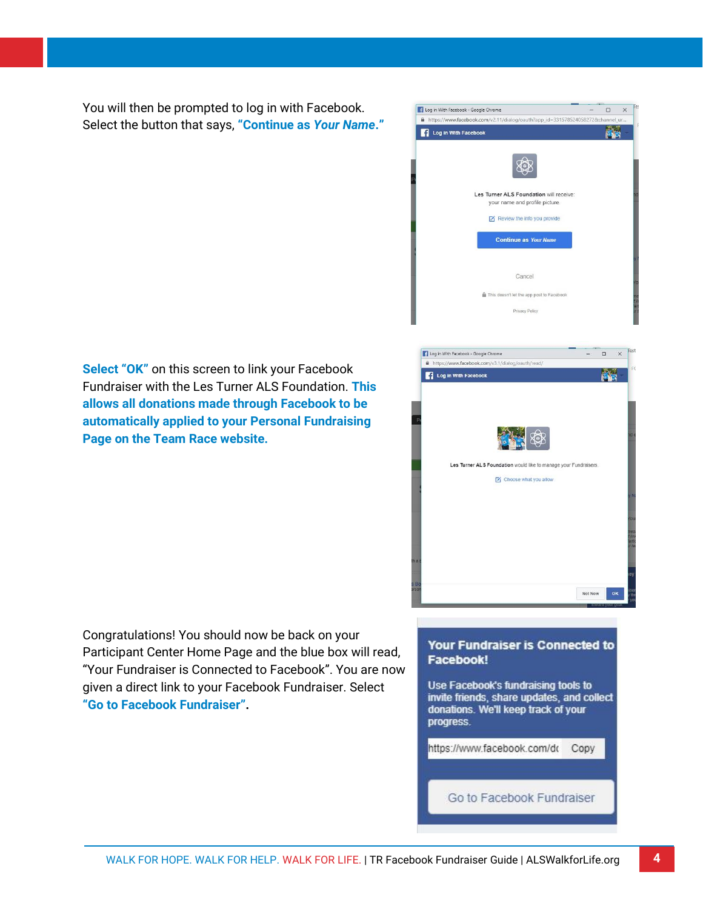You will then be prompted to log in with Facebook. Select the button that says, **"Continue as *Your Name*."**

**Select "OK"** on this screen to link your Facebook Fundraiser with the Les Turner ALS Foundation. **This allows all donations made through Facebook to be automatically applied to your Personal Fundraising Page on the Team Race website.**

Congratulations! You should now be back on your Participant Center Home Page and the blue box will read, "Your Fundraiser is Connected to Facebook". You are now given a direct link to your Facebook Fundraiser. Select **"Go to Facebook Fundraiser".**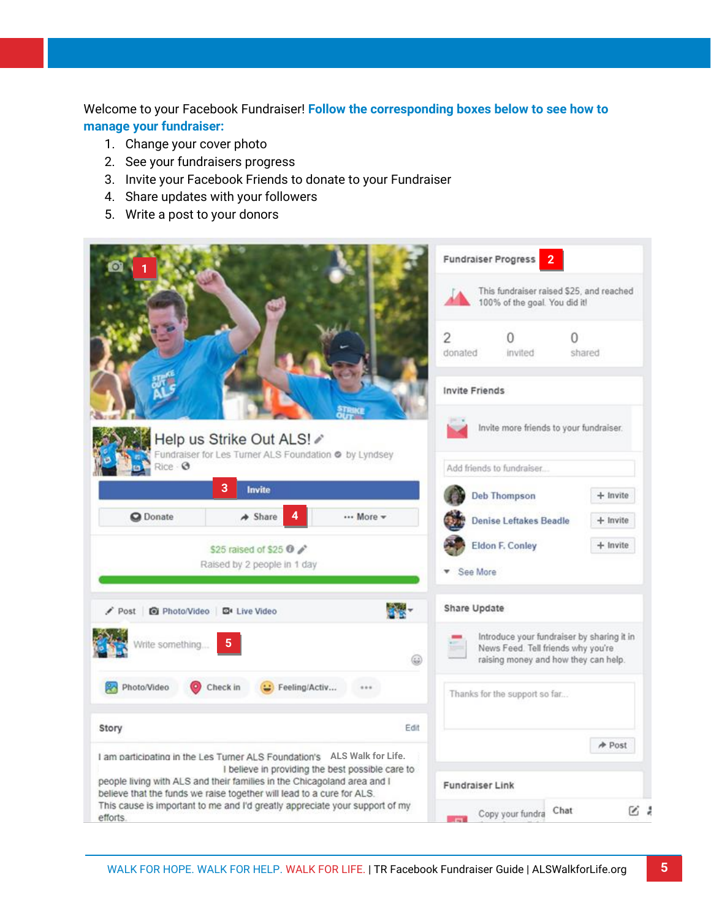Welcome to your Facebook Fundraiser! **Follow the corresponding boxes below to see how to manage your fundraiser:**

1. Change your cover photo
2. See your fundraisers progress
3. Invite your Facebook Friends to donate to your Fundraiser
4. Share updates with your followers
5. Write a post to your donors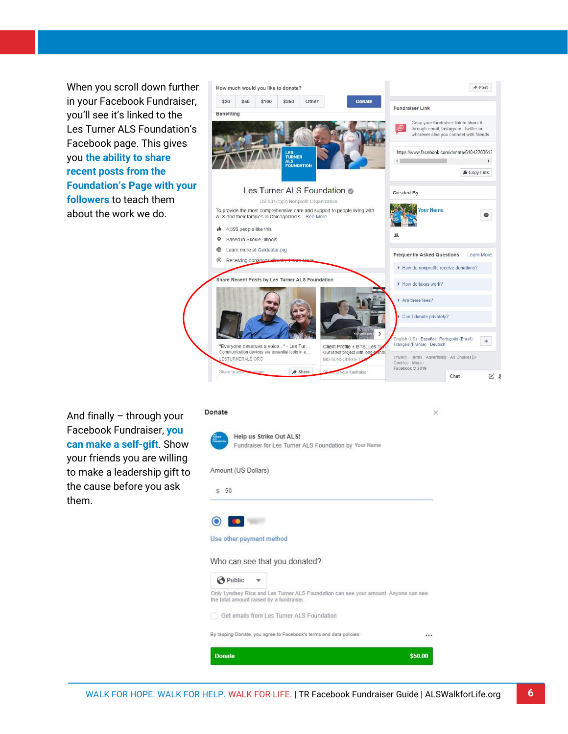When you scroll down further in your Facebook Fundraiser, you'll see it's linked to the Les Turner ALS Foundation's Facebook page. This gives you **the ability to share recent posts from the Foundation's Page with your followers** to teach them about the work we do.

And finally – through your Facebook Fundraiser, **you can make a self-gift**. Show your friends you are willing to make a leadership gift to the cause before you ask them.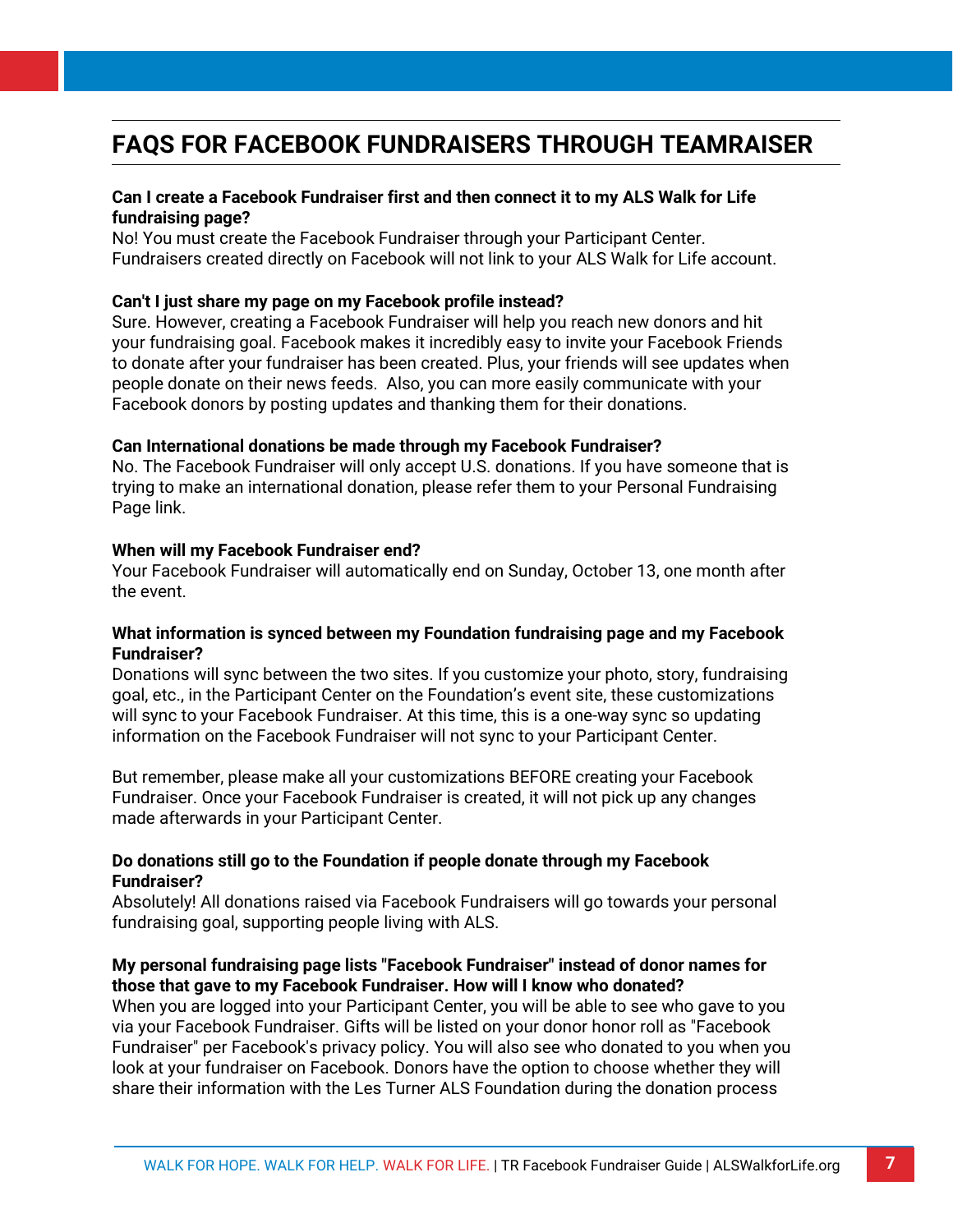## FAQS FOR FACEBOOK FUNDRAISERS THROUGH TEAMRAISER

**Can I create a Facebook Fundraiser first and then connect it to my ALS Walk for Life fundraising page?**
No! You must create the Facebook Fundraiser through your Participant Center. Fundraisers created directly on Facebook will not link to your ALS Walk for Life account.

**Can't I just share my page on my Facebook profile instead?**
Sure. However, creating a Facebook Fundraiser will help you reach new donors and hit your fundraising goal. Facebook makes it incredibly easy to invite your Facebook Friends to donate after your fundraiser has been created. Plus, your friends will see updates when people donate on their news feeds. Also, you can more easily communicate with your Facebook donors by posting updates and thanking them for their donations.

**Can International donations be made through my Facebook Fundraiser?**
No. The Facebook Fundraiser will only accept U.S. donations. If you have someone that is trying to make an international donation, please refer them to your Personal Fundraising Page link.

**When will my Facebook Fundraiser end?**
Your Facebook Fundraiser will automatically end on Sunday, October 13, one month after the event.

**What information is synced between my Foundation fundraising page and my Facebook Fundraiser?**
Donations will sync between the two sites. If you customize your photo, story, fundraising goal, etc., in the Participant Center on the Foundation's event site, these customizations will sync to your Facebook Fundraiser. At this time, this is a one-way sync so updating information on the Facebook Fundraiser will not sync to your Participant Center.

But remember, please make all your customizations BEFORE creating your Facebook Fundraiser. Once your Facebook Fundraiser is created, it will not pick up any changes made afterwards in your Participant Center.

**Do donations still go to the Foundation if people donate through my Facebook Fundraiser?**
Absolutely! All donations raised via Facebook Fundraisers will go towards your personal fundraising goal, supporting people living with ALS.

**My personal fundraising page lists "Facebook Fundraiser" instead of donor names for those that gave to my Facebook Fundraiser. How will I know who donated?**
When you are logged into your Participant Center, you will be able to see who gave to you via your Facebook Fundraiser. Gifts will be listed on your donor honor roll as "Facebook Fundraiser" per Facebook's privacy policy. You will also see who donated to you when you look at your fundraiser on Facebook. Donors have the option to choose whether they will share their information with the Les Turner ALS Foundation during the donation process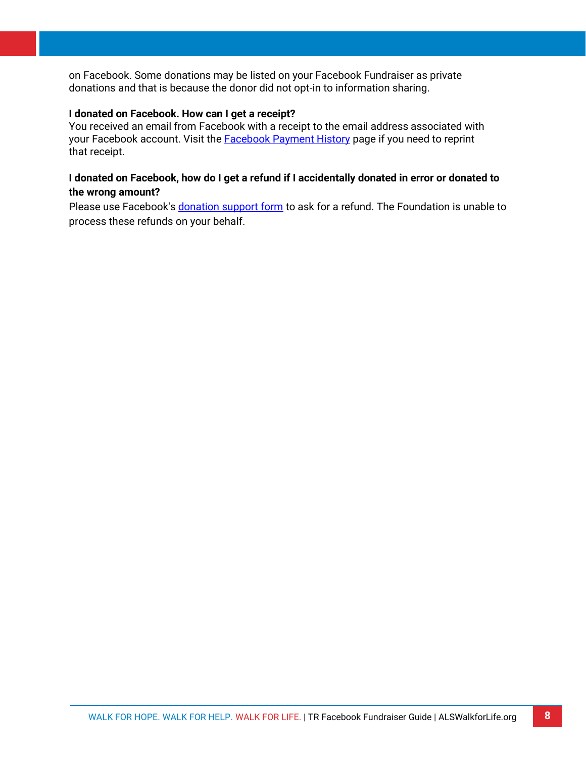on Facebook. Some donations may be listed on your Facebook Fundraiser as private donations and that is because the donor did not opt-in to information sharing.

**I donated on Facebook. How can I get a receipt?**
You received an email from Facebook with a receipt to the email address associated with your Facebook account. Visit the Facebook Payment History page if you need to reprint that receipt.

**I donated on Facebook, how do I get a refund if I accidentally donated in error or donated to the wrong amount?**
Please use Facebook's donation support form to ask for a refund. The Foundation is unable to process these refunds on your behalf.